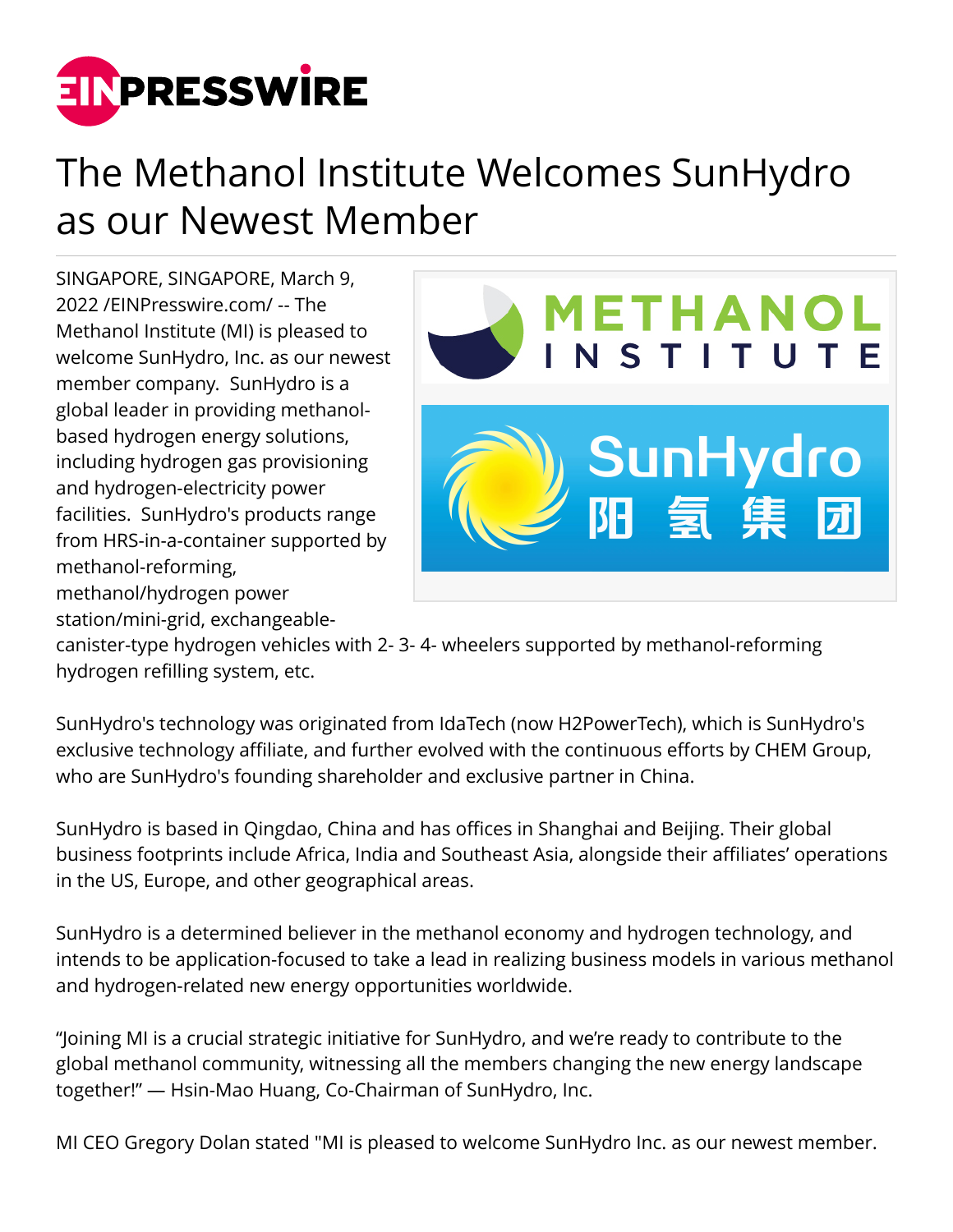# The Methanol Institute Welcomes SunHydro as our Newest Member

SINGAPORE, SINGAPORE, March 9, 2022 /EINPresswire.com/ -- The Methanol Institute (MI) is pleased to welcome SunHydro, Inc. as our newest member company. SunHydro is a global leader in providing methanol-based hydrogen energy solutions, including hydrogen gas provisioning and hydrogen-electricity power facilities. SunHydro's products range from HRS-in-a-container supported by methanol-reforming, methanol/hydrogen power station/mini-grid, exchangeable-canister-type hydrogen vehicles with 2- 3- 4- wheelers supported by methanol-reforming hydrogen refilling system, etc.

SunHydro's technology was originated from IdaTech (now H2PowerTech), which is SunHydro's exclusive technology affiliate, and further evolved with the continuous efforts by CHEM Group, who are SunHydro's founding shareholder and exclusive partner in China.

SunHydro is based in Qingdao, China and has offices in Shanghai and Beijing. Their global business footprints include Africa, India and Southeast Asia, alongside their affiliates' operations in the US, Europe, and other geographical areas.

SunHydro is a determined believer in the methanol economy and hydrogen technology, and intends to be application-focused to take a lead in realizing business models in various methanol and hydrogen-related new energy opportunities worldwide.

"Joining MI is a crucial strategic initiative for SunHydro, and we're ready to contribute to the global methanol community, witnessing all the members changing the new energy landscape together!" — Hsin-Mao Huang, Co-Chairman of SunHydro, Inc.

MI CEO Gregory Dolan stated "MI is pleased to welcome SunHydro Inc. as our newest member.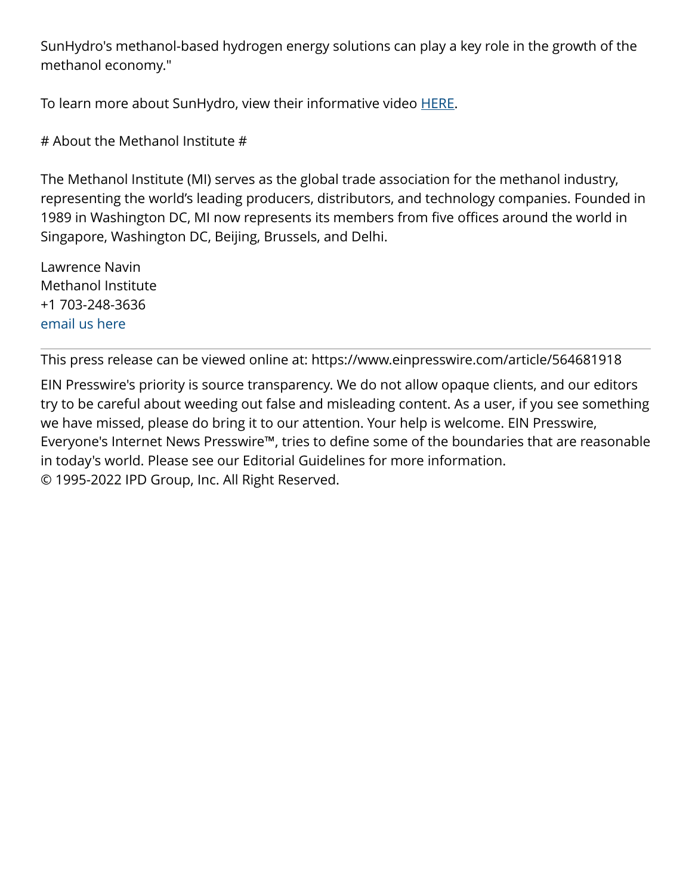SunHydro's methanol-based hydrogen energy solutions can play a key role in the growth of the methanol economy."

To learn more about SunHydro, view their informative video HERE.

# About the Methanol Institute #

The Methanol Institute (MI) serves as the global trade association for the methanol industry, representing the world's leading producers, distributors, and technology companies. Founded in 1989 in Washington DC, MI now represents its members from five offices around the world in Singapore, Washington DC, Beijing, Brussels, and Delhi.

Lawrence Navin
Methanol Institute
+1 703-248-3636
email us here

---

This press release can be viewed online at: https://www.einpresswire.com/article/564681918

EIN Presswire's priority is source transparency. We do not allow opaque clients, and our editors try to be careful about weeding out false and misleading content. As a user, if you see something we have missed, please do bring it to our attention. Your help is welcome. EIN Presswire, Everyone's Internet News Presswire™, tries to define some of the boundaries that are reasonable in today's world. Please see our Editorial Guidelines for more information.
© 1995-2022 IPD Group, Inc. All Right Reserved.